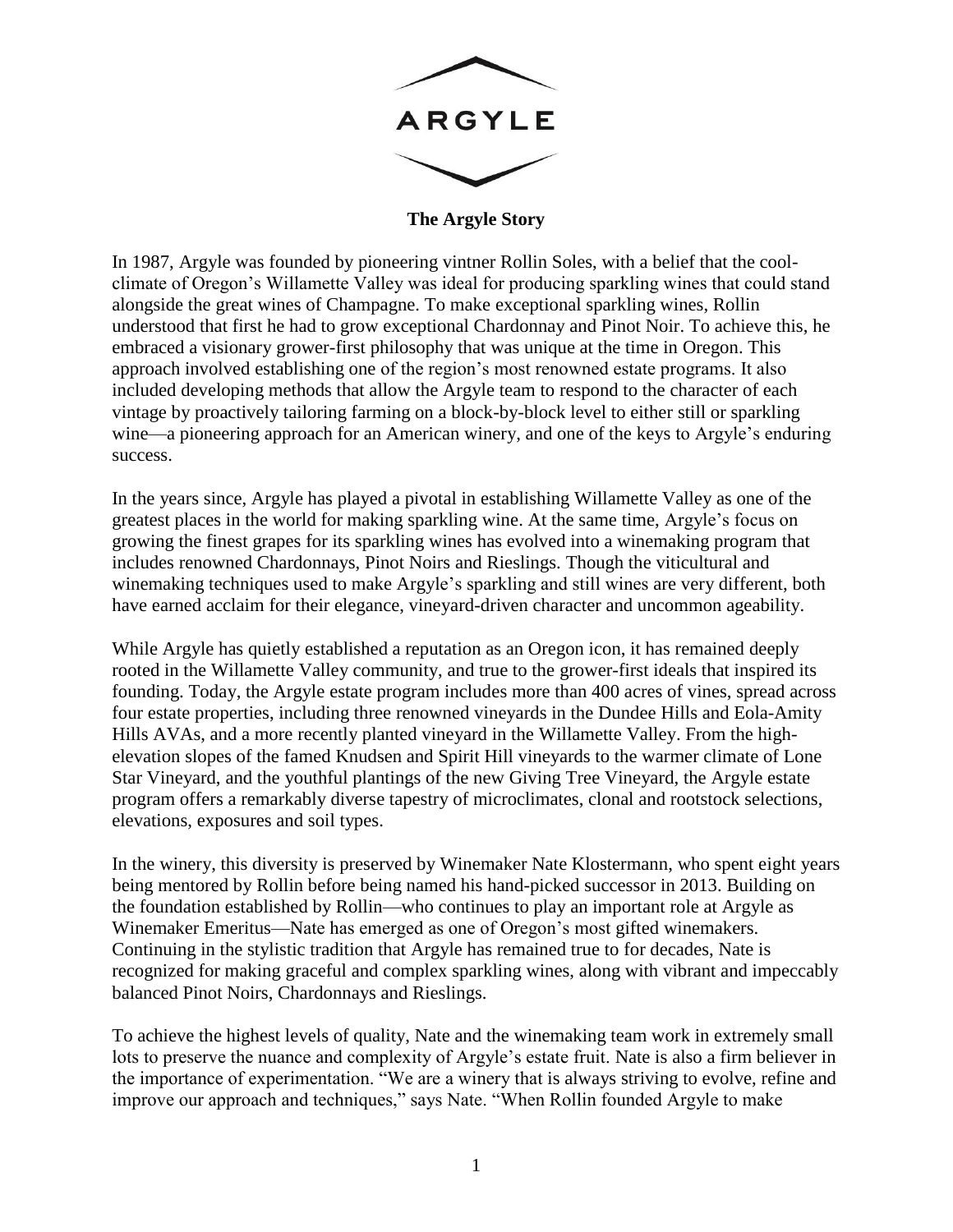# ARGYLE

**The Argyle Story**

In 1987, Argyle was founded by pioneering vintner Rollin Soles, with a belief that the cool-climate of Oregon's Willamette Valley was ideal for producing sparkling wines that could stand alongside the great wines of Champagne. To make exceptional sparkling wines, Rollin understood that first he had to grow exceptional Chardonnay and Pinot Noir. To achieve this, he embraced a visionary grower-first philosophy that was unique at the time in Oregon. This approach involved establishing one of the region's most renowned estate programs. It also included developing methods that allow the Argyle team to respond to the character of each vintage by proactively tailoring farming on a block-by-block level to either still or sparkling wine—a pioneering approach for an American winery, and one of the keys to Argyle's enduring success.

In the years since, Argyle has played a pivotal in establishing Willamette Valley as one of the greatest places in the world for making sparkling wine. At the same time, Argyle's focus on growing the finest grapes for its sparkling wines has evolved into a winemaking program that includes renowned Chardonnays, Pinot Noirs and Rieslings. Though the viticultural and winemaking techniques used to make Argyle's sparkling and still wines are very different, both have earned acclaim for their elegance, vineyard-driven character and uncommon ageability.

While Argyle has quietly established a reputation as an Oregon icon, it has remained deeply rooted in the Willamette Valley community, and true to the grower-first ideals that inspired its founding. Today, the Argyle estate program includes more than 400 acres of vines, spread across four estate properties, including three renowned vineyards in the Dundee Hills and Eola-Amity Hills AVAs, and a more recently planted vineyard in the Willamette Valley. From the high-elevation slopes of the famed Knudsen and Spirit Hill vineyards to the warmer climate of Lone Star Vineyard, and the youthful plantings of the new Giving Tree Vineyard, the Argyle estate program offers a remarkably diverse tapestry of microclimates, clonal and rootstock selections, elevations, exposures and soil types.

In the winery, this diversity is preserved by Winemaker Nate Klostermann, who spent eight years being mentored by Rollin before being named his hand-picked successor in 2013. Building on the foundation established by Rollin—who continues to play an important role at Argyle as Winemaker Emeritus—Nate has emerged as one of Oregon's most gifted winemakers. Continuing in the stylistic tradition that Argyle has remained true to for decades, Nate is recognized for making graceful and complex sparkling wines, along with vibrant and impeccably balanced Pinot Noirs, Chardonnays and Rieslings.

To achieve the highest levels of quality, Nate and the winemaking team work in extremely small lots to preserve the nuance and complexity of Argyle's estate fruit. Nate is also a firm believer in the importance of experimentation. "We are a winery that is always striving to evolve, refine and improve our approach and techniques," says Nate. "When Rollin founded Argyle to make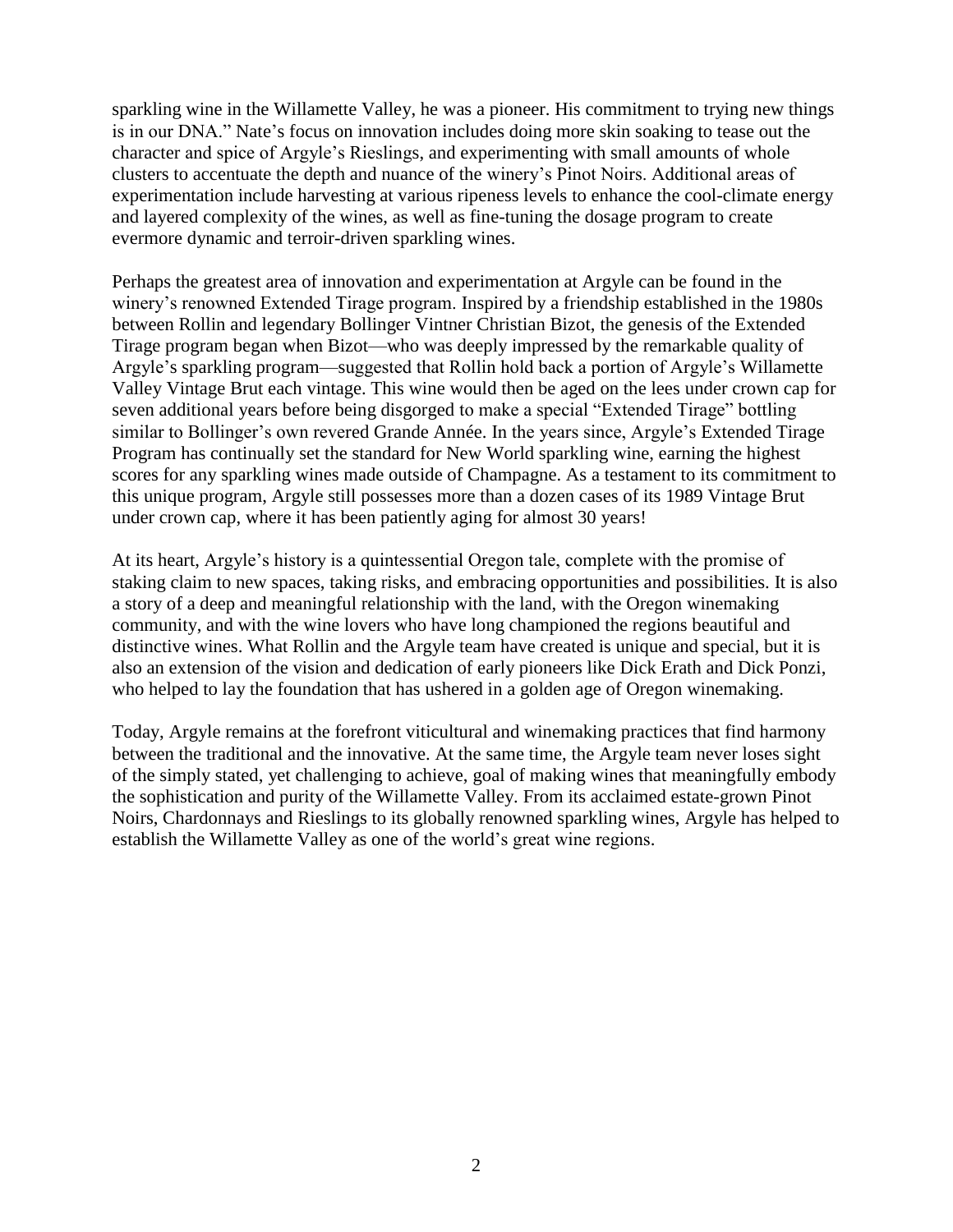sparkling wine in the Willamette Valley, he was a pioneer. His commitment to trying new things is in our DNA." Nate's focus on innovation includes doing more skin soaking to tease out the character and spice of Argyle's Rieslings, and experimenting with small amounts of whole clusters to accentuate the depth and nuance of the winery's Pinot Noirs. Additional areas of experimentation include harvesting at various ripeness levels to enhance the cool-climate energy and layered complexity of the wines, as well as fine-tuning the dosage program to create evermore dynamic and terroir-driven sparkling wines.

Perhaps the greatest area of innovation and experimentation at Argyle can be found in the winery's renowned Extended Tirage program. Inspired by a friendship established in the 1980s between Rollin and legendary Bollinger Vintner Christian Bizot, the genesis of the Extended Tirage program began when Bizot—who was deeply impressed by the remarkable quality of Argyle's sparkling program—suggested that Rollin hold back a portion of Argyle's Willamette Valley Vintage Brut each vintage. This wine would then be aged on the lees under crown cap for seven additional years before being disgorged to make a special "Extended Tirage" bottling similar to Bollinger's own revered Grande Année. In the years since, Argyle's Extended Tirage Program has continually set the standard for New World sparkling wine, earning the highest scores for any sparkling wines made outside of Champagne. As a testament to its commitment to this unique program, Argyle still possesses more than a dozen cases of its 1989 Vintage Brut under crown cap, where it has been patiently aging for almost 30 years!

At its heart, Argyle's history is a quintessential Oregon tale, complete with the promise of staking claim to new spaces, taking risks, and embracing opportunities and possibilities. It is also a story of a deep and meaningful relationship with the land, with the Oregon winemaking community, and with the wine lovers who have long championed the regions beautiful and distinctive wines. What Rollin and the Argyle team have created is unique and special, but it is also an extension of the vision and dedication of early pioneers like Dick Erath and Dick Ponzi, who helped to lay the foundation that has ushered in a golden age of Oregon winemaking.

Today, Argyle remains at the forefront viticultural and winemaking practices that find harmony between the traditional and the innovative. At the same time, the Argyle team never loses sight of the simply stated, yet challenging to achieve, goal of making wines that meaningfully embody the sophistication and purity of the Willamette Valley. From its acclaimed estate-grown Pinot Noirs, Chardonnays and Rieslings to its globally renowned sparkling wines, Argyle has helped to establish the Willamette Valley as one of the world's great wine regions.